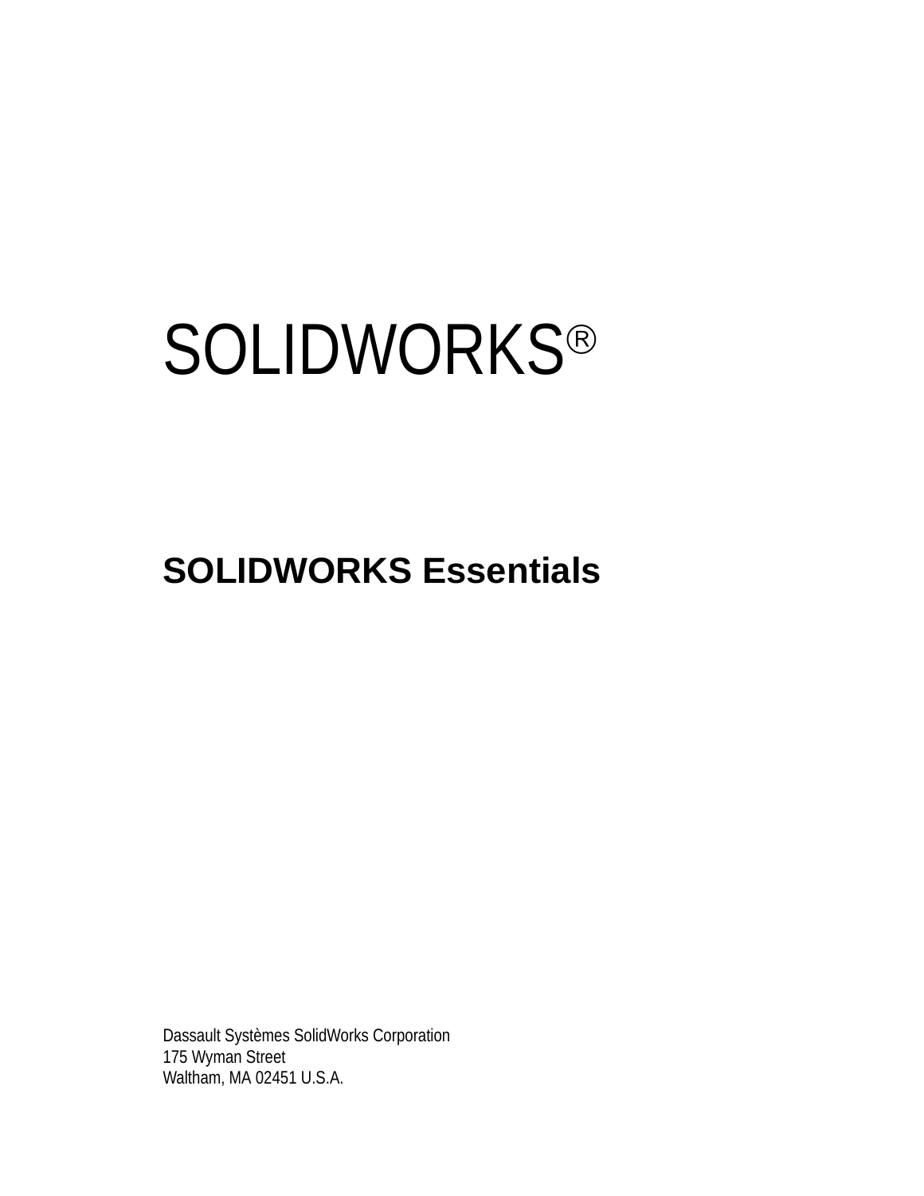# SOLIDWORKS®

## SOLIDWORKS Essentials

Dassault Systèmes SolidWorks Corporation
175 Wyman Street
Waltham, MA 02451 U.S.A.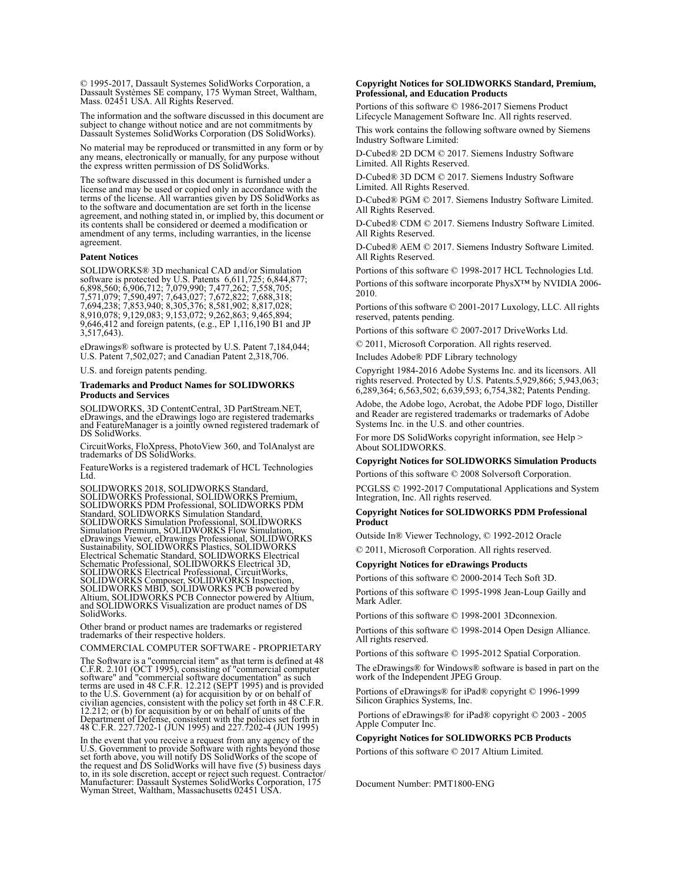© 1995-2017, Dassault Systemes SolidWorks Corporation, a Dassault Systèmes SE company, 175 Wyman Street, Waltham, Mass. 02451 USA. All Rights Reserved.

The information and the software discussed in this document are subject to change without notice and are not commitments by Dassault Systemes SolidWorks Corporation (DS SolidWorks).

No material may be reproduced or transmitted in any form or by any means, electronically or manually, for any purpose without the express written permission of DS SolidWorks.

The software discussed in this document is furnished under a license and may be used or copied only in accordance with the terms of the license. All warranties given by DS SolidWorks as to the software and documentation are set forth in the license agreement, and nothing stated in, or implied by, this document or its contents shall be considered or deemed a modification or amendment of any terms, including warranties, in the license agreement.

**Patent Notices**

SOLIDWORKS® 3D mechanical CAD and/or Simulation software is protected by U.S. Patents 6,611,725; 6,844,877; 6,898,560; 6,906,712; 7,079,990; 7,477,262; 7,558,705; 7,571,079; 7,590,497; 7,643,027; 7,672,822; 7,688,318; 7,694,238; 7,853,940; 8,305,376; 8,581,902; 8,817,028; 8,910,078; 9,129,083; 9,153,072; 9,262,863; 9,465,894; 9,646,412 and foreign patents, (e.g., EP 1,116,190 B1 and JP 3,517,643).

eDrawings® software is protected by U.S. Patent 7,184,044; U.S. Patent 7,502,027; and Canadian Patent 2,318,706.

U.S. and foreign patents pending.

**Trademarks and Product Names for SOLIDWORKS Products and Services**

SOLIDWORKS, 3D ContentCentral, 3D PartStream.NET, eDrawings, and the eDrawings logo are registered trademarks and FeatureManager is a jointly owned registered trademark of DS SolidWorks.

CircuitWorks, FloXpress, PhotoView 360, and TolAnalyst are trademarks of DS SolidWorks.

FeatureWorks is a registered trademark of HCL Technologies Ltd.

SOLIDWORKS 2018, SOLIDWORKS Standard, SOLIDWORKS Professional, SOLIDWORKS Premium, SOLIDWORKS PDM Professional, SOLIDWORKS PDM Standard, SOLIDWORKS Simulation Standard, SOLIDWORKS Simulation Professional, SOLIDWORKS Simulation Premium, SOLIDWORKS Flow Simulation, eDrawings Viewer, eDrawings Professional, SOLIDWORKS Sustainability, SOLIDWORKS Plastics, SOLIDWORKS Electrical Schematic Standard, SOLIDWORKS Electrical Schematic Professional, SOLIDWORKS Electrical 3D, SOLIDWORKS Electrical Professional, CircuitWorks, SOLIDWORKS Composer, SOLIDWORKS Inspection, SOLIDWORKS MBD, SOLIDWORKS PCB powered by Altium, SOLIDWORKS PCB Connector powered by Altium, and SOLIDWORKS Visualization are product names of DS SolidWorks.

Other brand or product names are trademarks or registered trademarks of their respective holders.

COMMERCIAL COMPUTER SOFTWARE - PROPRIETARY

The Software is a "commercial item" as that term is defined at 48 C.F.R. 2.101 (OCT 1995), consisting of "commercial computer software" and "commercial software documentation" as such terms are used in 48 C.F.R. 12.212 (SEPT 1995) and is provided to the U.S. Government (a) for acquisition by or on behalf of civilian agencies, consistent with the policy set forth in 48 C.F.R. 12.212; or (b) for acquisition by or on behalf of units of the Department of Defense, consistent with the policies set forth in 48 C.F.R. 227.7202-1 (JUN 1995) and 227.7202-4 (JUN 1995)

In the event that you receive a request from any agency of the U.S. Government to provide Software with rights beyond those set forth above, you will notify DS SolidWorks of the scope of the request and DS SolidWorks will have five (5) business days to, in its sole discretion, accept or reject such request. Contractor/ Manufacturer: Dassault Systemes SolidWorks Corporation, 175 Wyman Street, Waltham, Massachusetts 02451 USA.

**Copyright Notices for SOLIDWORKS Standard, Premium, Professional, and Education Products**

Portions of this software © 1986-2017 Siemens Product Lifecycle Management Software Inc. All rights reserved.

This work contains the following software owned by Siemens Industry Software Limited:

D-Cubed® 2D DCM © 2017. Siemens Industry Software Limited. All Rights Reserved.

D-Cubed® 3D DCM © 2017. Siemens Industry Software Limited. All Rights Reserved.

D-Cubed® PGM © 2017. Siemens Industry Software Limited. All Rights Reserved.

D-Cubed® CDM © 2017. Siemens Industry Software Limited. All Rights Reserved.

D-Cubed® AEM © 2017. Siemens Industry Software Limited. All Rights Reserved.

Portions of this software © 1998-2017 HCL Technologies Ltd.

Portions of this software incorporate PhysX™ by NVIDIA 2006-2010.

Portions of this software © 2001-2017 Luxology, LLC. All rights reserved, patents pending.

Portions of this software © 2007-2017 DriveWorks Ltd.

© 2011, Microsoft Corporation. All rights reserved.

Includes Adobe® PDF Library technology

Copyright 1984-2016 Adobe Systems Inc. and its licensors. All rights reserved. Protected by U.S. Patents.5,929,866; 5,943,063; 6,289,364; 6,563,502; 6,639,593; 6,754,382; Patents Pending.

Adobe, the Adobe logo, Acrobat, the Adobe PDF logo, Distiller and Reader are registered trademarks or trademarks of Adobe Systems Inc. in the U.S. and other countries.

For more DS SolidWorks copyright information, see Help > About SOLIDWORKS.

**Copyright Notices for SOLIDWORKS Simulation Products**

Portions of this software © 2008 Solversoft Corporation.

PCGLSS © 1992-2017 Computational Applications and System Integration, Inc. All rights reserved.

**Copyright Notices for SOLIDWORKS PDM Professional Product**

Outside In® Viewer Technology, © 1992-2012 Oracle

© 2011, Microsoft Corporation. All rights reserved.

**Copyright Notices for eDrawings Products**

Portions of this software © 2000-2014 Tech Soft 3D.

Portions of this software © 1995-1998 Jean-Loup Gailly and Mark Adler.

Portions of this software © 1998-2001 3Dconnexion.

Portions of this software © 1998-2014 Open Design Alliance. All rights reserved.

Portions of this software © 1995-2012 Spatial Corporation.

The eDrawings® for Windows® software is based in part on the work of the Independent JPEG Group.

Portions of eDrawings® for iPad® copyright © 1996-1999 Silicon Graphics Systems, Inc.

Portions of eDrawings® for iPad® copyright © 2003 - 2005 Apple Computer Inc.

**Copyright Notices for SOLIDWORKS PCB Products**

Portions of this software © 2017 Altium Limited.

Document Number: PMT1800-ENG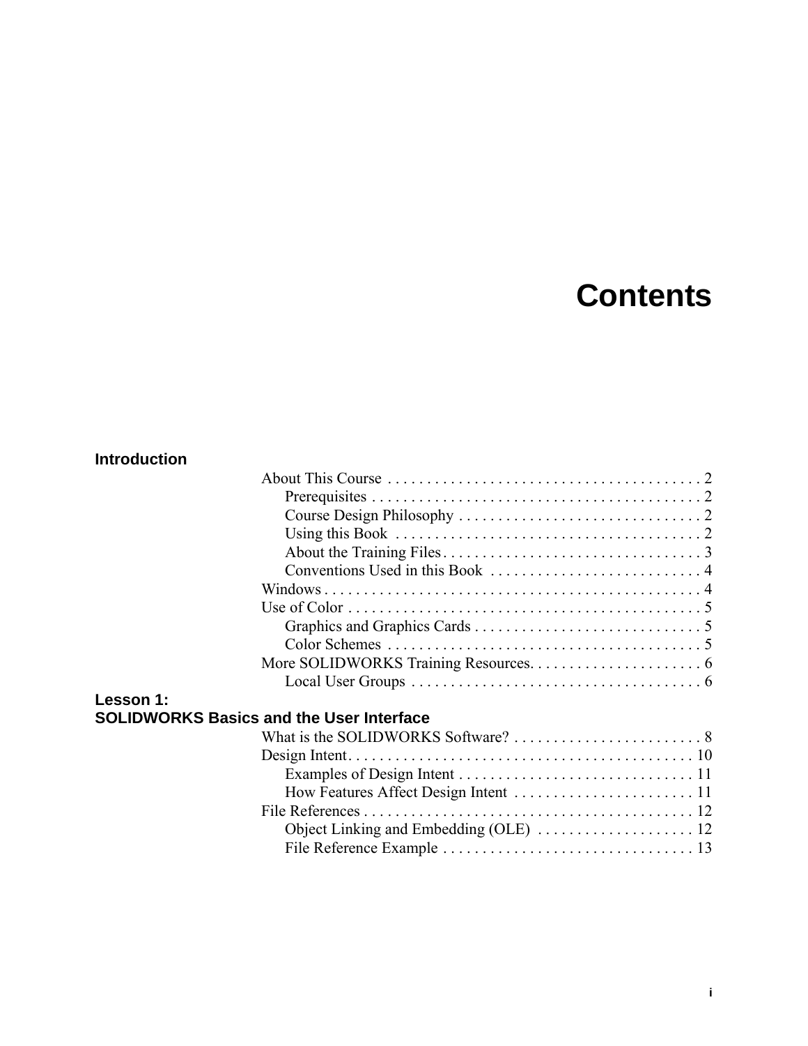# Contents

**Introduction**

- About This Course . . . . . . . . . . . . . . . . . . . . . . . . . . . . . . . . . . . . . . . . 2
  - Prerequisites . . . . . . . . . . . . . . . . . . . . . . . . . . . . . . . . . . . . . . . . . . 2
  - Course Design Philosophy . . . . . . . . . . . . . . . . . . . . . . . . . . . . . . . 2
  - Using this Book . . . . . . . . . . . . . . . . . . . . . . . . . . . . . . . . . . . . . . . 2
  - About the Training Files . . . . . . . . . . . . . . . . . . . . . . . . . . . . . . . . . 3
  - Conventions Used in this Book . . . . . . . . . . . . . . . . . . . . . . . . . . . 4
- Windows . . . . . . . . . . . . . . . . . . . . . . . . . . . . . . . . . . . . . . . . . . . . . . . . 4
- Use of Color . . . . . . . . . . . . . . . . . . . . . . . . . . . . . . . . . . . . . . . . . . . . . 5
  - Graphics and Graphics Cards . . . . . . . . . . . . . . . . . . . . . . . . . . . . 5
  - Color Schemes . . . . . . . . . . . . . . . . . . . . . . . . . . . . . . . . . . . . . . . . 5
- More SOLIDWORKS Training Resources. . . . . . . . . . . . . . . . . . . . . . 6
  - Local User Groups . . . . . . . . . . . . . . . . . . . . . . . . . . . . . . . . . . . . . 6

**Lesson 1:**
**SOLIDWORKS Basics and the User Interface**

- What is the SOLIDWORKS Software? . . . . . . . . . . . . . . . . . . . . . . . . 8
- Design Intent. . . . . . . . . . . . . . . . . . . . . . . . . . . . . . . . . . . . . . . . . . . 10
  - Examples of Design Intent . . . . . . . . . . . . . . . . . . . . . . . . . . . . . . 11
  - How Features Affect Design Intent . . . . . . . . . . . . . . . . . . . . . . . 11
- File References . . . . . . . . . . . . . . . . . . . . . . . . . . . . . . . . . . . . . . . . . 12
  - Object Linking and Embedding (OLE) . . . . . . . . . . . . . . . . . . . . 12
  - File Reference Example . . . . . . . . . . . . . . . . . . . . . . . . . . . . . . . . 13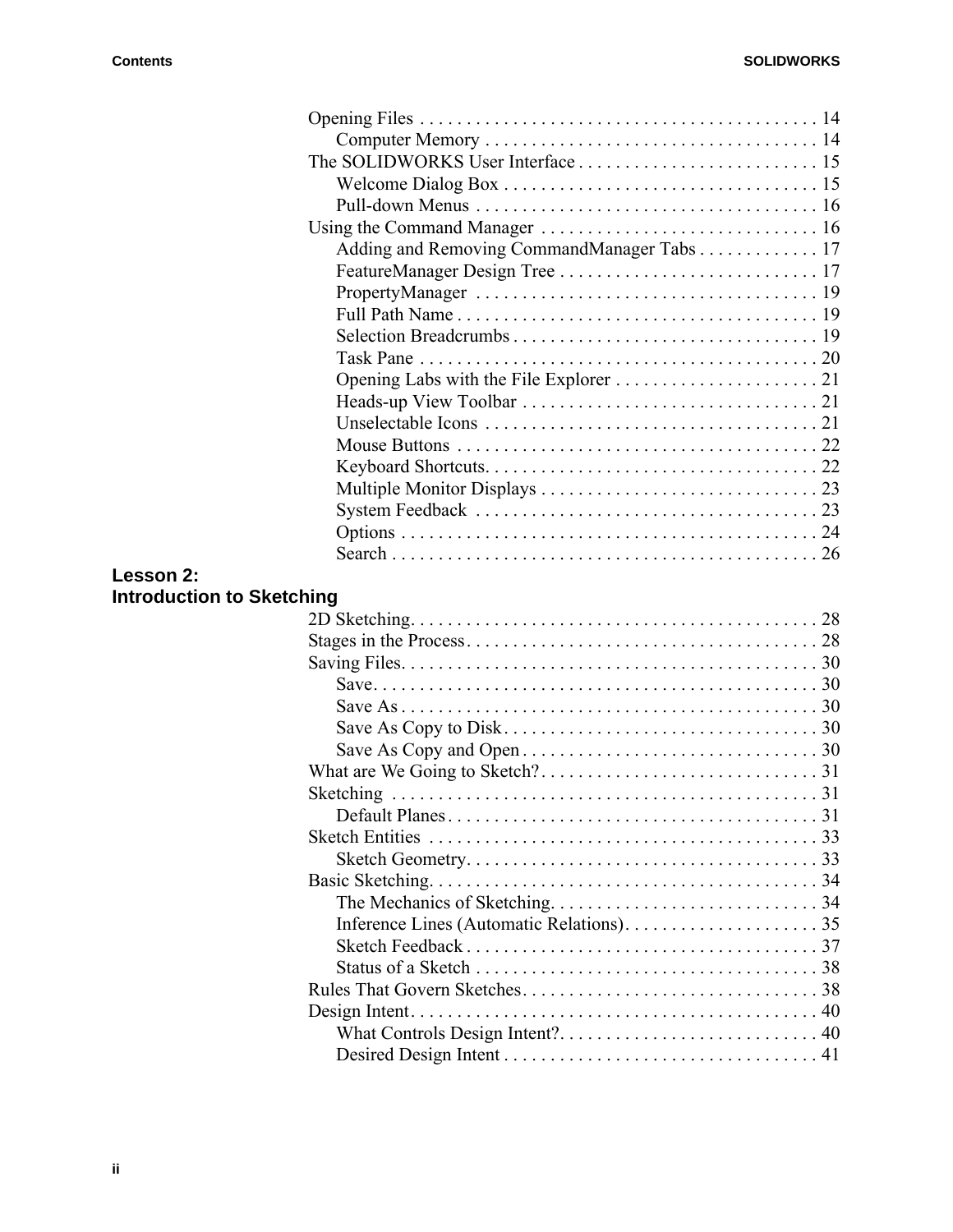Opening Files . . . . . . . . . . . . . . . . . . . . . . . . . . . . . . . . . . . . . . . . . . 14
  Computer Memory . . . . . . . . . . . . . . . . . . . . . . . . . . . . . . . . . . . 14
The SOLIDWORKS User Interface . . . . . . . . . . . . . . . . . . . . . . . . . . 15
  Welcome Dialog Box . . . . . . . . . . . . . . . . . . . . . . . . . . . . . . . . . 15
  Pull-down Menus . . . . . . . . . . . . . . . . . . . . . . . . . . . . . . . . . . . . 16
Using the Command Manager . . . . . . . . . . . . . . . . . . . . . . . . . . . . . 16
  Adding and Removing CommandManager Tabs . . . . . . . . . . . . . 17
  FeatureManager Design Tree . . . . . . . . . . . . . . . . . . . . . . . . . . . . 17
  PropertyManager . . . . . . . . . . . . . . . . . . . . . . . . . . . . . . . . . . . . 19
  Full Path Name . . . . . . . . . . . . . . . . . . . . . . . . . . . . . . . . . . . . . . 19
  Selection Breadcrumbs . . . . . . . . . . . . . . . . . . . . . . . . . . . . . . . . 19
  Task Pane . . . . . . . . . . . . . . . . . . . . . . . . . . . . . . . . . . . . . . . . . . 20
  Opening Labs with the File Explorer . . . . . . . . . . . . . . . . . . . . . . 21
  Heads-up View Toolbar . . . . . . . . . . . . . . . . . . . . . . . . . . . . . . . . 21
  Unselectable Icons . . . . . . . . . . . . . . . . . . . . . . . . . . . . . . . . . . . 21
  Mouse Buttons . . . . . . . . . . . . . . . . . . . . . . . . . . . . . . . . . . . . . . . 22
  Keyboard Shortcuts. . . . . . . . . . . . . . . . . . . . . . . . . . . . . . . . . . . . 22
  Multiple Monitor Displays . . . . . . . . . . . . . . . . . . . . . . . . . . . . . . 23
  System Feedback . . . . . . . . . . . . . . . . . . . . . . . . . . . . . . . . . . . . . 23
  Options . . . . . . . . . . . . . . . . . . . . . . . . . . . . . . . . . . . . . . . . . . . . . 24
  Search . . . . . . . . . . . . . . . . . . . . . . . . . . . . . . . . . . . . . . . . . . . . . 26

## Lesson 2: Introduction to Sketching

2D Sketching. . . . . . . . . . . . . . . . . . . . . . . . . . . . . . . . . . . . . . . . . . . . 28
Stages in the Process. . . . . . . . . . . . . . . . . . . . . . . . . . . . . . . . . . . . . . 28
Saving Files. . . . . . . . . . . . . . . . . . . . . . . . . . . . . . . . . . . . . . . . . . . . . 30
  Save. . . . . . . . . . . . . . . . . . . . . . . . . . . . . . . . . . . . . . . . . . . . . . . . 30
  Save As . . . . . . . . . . . . . . . . . . . . . . . . . . . . . . . . . . . . . . . . . . . . 30
  Save As Copy to Disk . . . . . . . . . . . . . . . . . . . . . . . . . . . . . . . . . 30
  Save As Copy and Open . . . . . . . . . . . . . . . . . . . . . . . . . . . . . . . 30
What are We Going to Sketch?. . . . . . . . . . . . . . . . . . . . . . . . . . . . . . 31
Sketching . . . . . . . . . . . . . . . . . . . . . . . . . . . . . . . . . . . . . . . . . . . . . . 31
  Default Planes . . . . . . . . . . . . . . . . . . . . . . . . . . . . . . . . . . . . . . . . 31
Sketch Entities . . . . . . . . . . . . . . . . . . . . . . . . . . . . . . . . . . . . . . . . . . 33
  Sketch Geometry. . . . . . . . . . . . . . . . . . . . . . . . . . . . . . . . . . . . . . . 33
Basic Sketching. . . . . . . . . . . . . . . . . . . . . . . . . . . . . . . . . . . . . . . . . . 34
  The Mechanics of Sketching. . . . . . . . . . . . . . . . . . . . . . . . . . . . . 34
  Inference Lines (Automatic Relations). . . . . . . . . . . . . . . . . . . . . 35
  Sketch Feedback . . . . . . . . . . . . . . . . . . . . . . . . . . . . . . . . . . . . . . 37
  Status of a Sketch . . . . . . . . . . . . . . . . . . . . . . . . . . . . . . . . . . . . . 38
Rules That Govern Sketches. . . . . . . . . . . . . . . . . . . . . . . . . . . . . . . . 38
Design Intent. . . . . . . . . . . . . . . . . . . . . . . . . . . . . . . . . . . . . . . . . . . . 40
  What Controls Design Intent?. . . . . . . . . . . . . . . . . . . . . . . . . . . . 40
  Desired Design Intent . . . . . . . . . . . . . . . . . . . . . . . . . . . . . . . . . . 41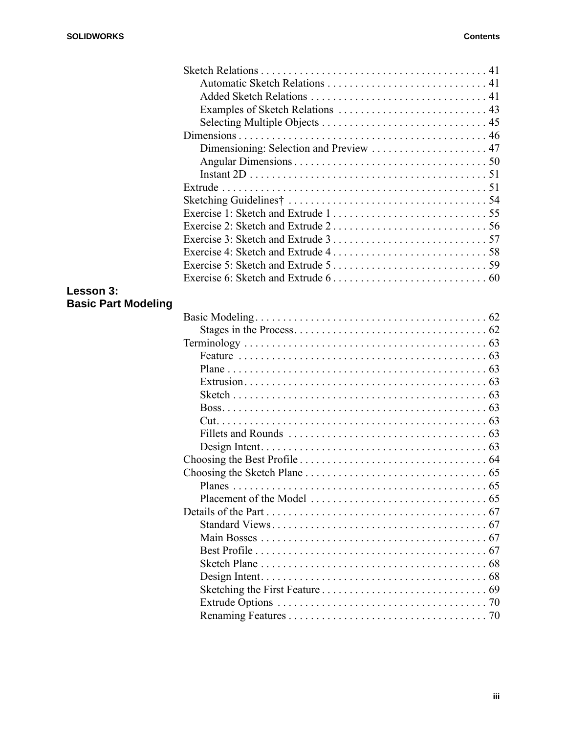Sketch Relations . . . . . . . . . . . . . . . . . . . . . . . . . . . . . . . . . . . . . . . . 41
- Automatic Sketch Relations . . . . . . . . . . . . . . . . . . . . . . . . . . . . 41
- Added Sketch Relations . . . . . . . . . . . . . . . . . . . . . . . . . . . . . . . 41
- Examples of Sketch Relations . . . . . . . . . . . . . . . . . . . . . . . . . . . 43
- Selecting Multiple Objects . . . . . . . . . . . . . . . . . . . . . . . . . . . . . . 45

Dimensions . . . . . . . . . . . . . . . . . . . . . . . . . . . . . . . . . . . . . . . . . . . . 46
- Dimensioning: Selection and Preview . . . . . . . . . . . . . . . . . . . . . 47
- Angular Dimensions . . . . . . . . . . . . . . . . . . . . . . . . . . . . . . . . . . . 50
- Instant 2D . . . . . . . . . . . . . . . . . . . . . . . . . . . . . . . . . . . . . . . . . . 51

Extrude . . . . . . . . . . . . . . . . . . . . . . . . . . . . . . . . . . . . . . . . . . . . . . . 51

Sketching Guidelines† . . . . . . . . . . . . . . . . . . . . . . . . . . . . . . . . . . . 54

Exercise 1: Sketch and Extrude 1 . . . . . . . . . . . . . . . . . . . . . . . . . . . 55

Exercise 2: Sketch and Extrude 2 . . . . . . . . . . . . . . . . . . . . . . . . . . . 56

Exercise 3: Sketch and Extrude 3 . . . . . . . . . . . . . . . . . . . . . . . . . . . 57

Exercise 4: Sketch and Extrude 4 . . . . . . . . . . . . . . . . . . . . . . . . . . . 58

Exercise 5: Sketch and Extrude 5 . . . . . . . . . . . . . . . . . . . . . . . . . . . 59

Exercise 6: Sketch and Extrude 6 . . . . . . . . . . . . . . . . . . . . . . . . . . . 60

## Lesson 3: Basic Part Modeling

Basic Modeling . . . . . . . . . . . . . . . . . . . . . . . . . . . . . . . . . . . . . . . . . 62
- Stages in the Process . . . . . . . . . . . . . . . . . . . . . . . . . . . . . . . . . . 62

Terminology . . . . . . . . . . . . . . . . . . . . . . . . . . . . . . . . . . . . . . . . . . . 63
- Feature . . . . . . . . . . . . . . . . . . . . . . . . . . . . . . . . . . . . . . . . . . . . . 63
- Plane . . . . . . . . . . . . . . . . . . . . . . . . . . . . . . . . . . . . . . . . . . . . . . . 63
- Extrusion . . . . . . . . . . . . . . . . . . . . . . . . . . . . . . . . . . . . . . . . . . . . 63
- Sketch . . . . . . . . . . . . . . . . . . . . . . . . . . . . . . . . . . . . . . . . . . . . . . 63
- Boss . . . . . . . . . . . . . . . . . . . . . . . . . . . . . . . . . . . . . . . . . . . . . . . . 63
- Cut . . . . . . . . . . . . . . . . . . . . . . . . . . . . . . . . . . . . . . . . . . . . . . . . . 63
- Fillets and Rounds . . . . . . . . . . . . . . . . . . . . . . . . . . . . . . . . . . . . 63
- Design Intent . . . . . . . . . . . . . . . . . . . . . . . . . . . . . . . . . . . . . . . . . 63

Choosing the Best Profile . . . . . . . . . . . . . . . . . . . . . . . . . . . . . . . . . . 64

Choosing the Sketch Plane . . . . . . . . . . . . . . . . . . . . . . . . . . . . . . . . . 65
- Planes . . . . . . . . . . . . . . . . . . . . . . . . . . . . . . . . . . . . . . . . . . . . . . 65
- Placement of the Model . . . . . . . . . . . . . . . . . . . . . . . . . . . . . . . . 65

Details of the Part . . . . . . . . . . . . . . . . . . . . . . . . . . . . . . . . . . . . . . . . 67
- Standard Views . . . . . . . . . . . . . . . . . . . . . . . . . . . . . . . . . . . . . . . 67
- Main Bosses . . . . . . . . . . . . . . . . . . . . . . . . . . . . . . . . . . . . . . . . . 67
- Best Profile . . . . . . . . . . . . . . . . . . . . . . . . . . . . . . . . . . . . . . . . . . 67
- Sketch Plane . . . . . . . . . . . . . . . . . . . . . . . . . . . . . . . . . . . . . . . . . 68
- Design Intent . . . . . . . . . . . . . . . . . . . . . . . . . . . . . . . . . . . . . . . . . 68
- Sketching the First Feature . . . . . . . . . . . . . . . . . . . . . . . . . . . . . . 69
- Extrude Options . . . . . . . . . . . . . . . . . . . . . . . . . . . . . . . . . . . . . . 70
- Renaming Features . . . . . . . . . . . . . . . . . . . . . . . . . . . . . . . . . . . . 70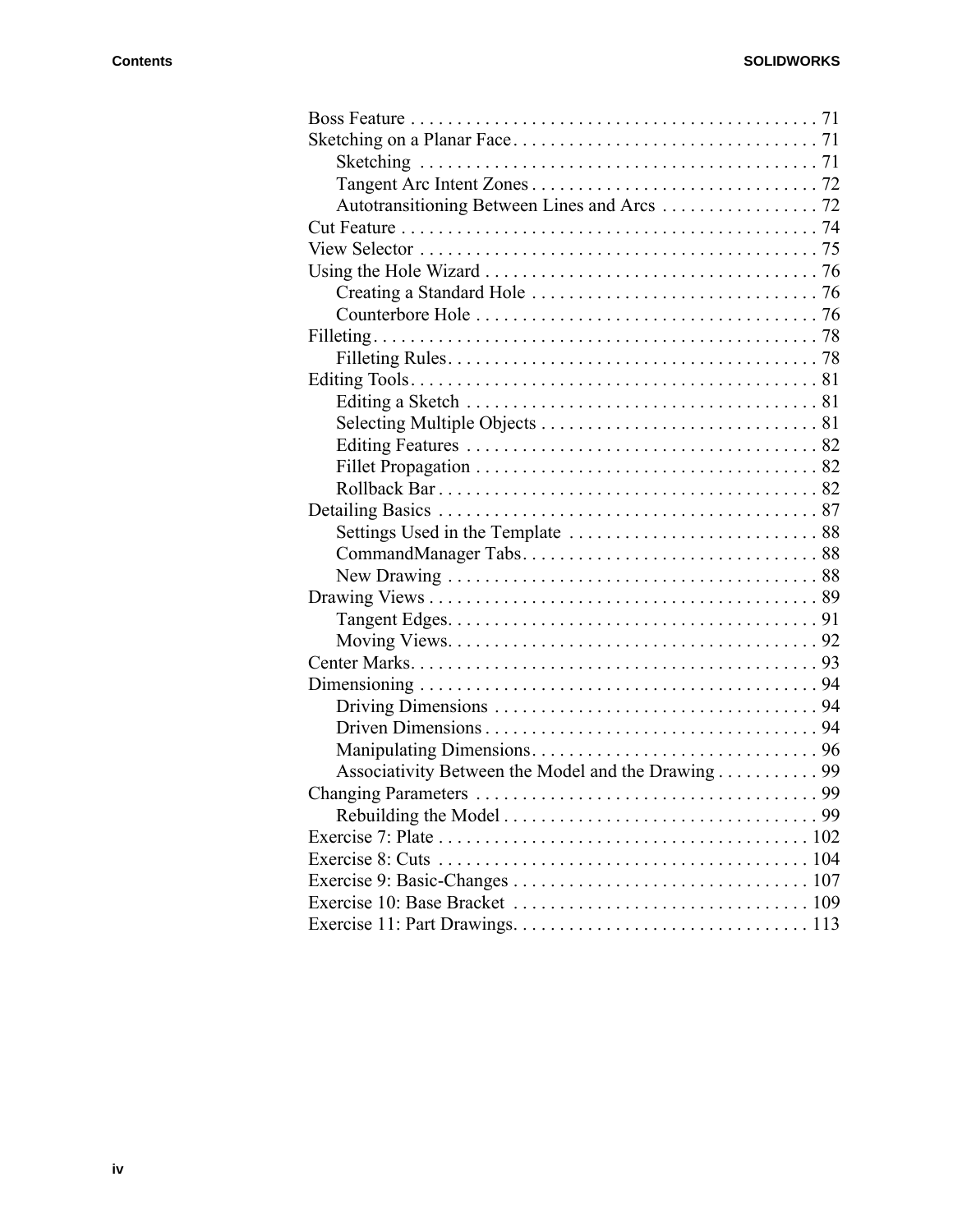Boss Feature . . . . . . . . . . . . . . . . . . . . . . . . . . . . . . . . . . . . . . . . . . . 71
Sketching on a Planar Face . . . . . . . . . . . . . . . . . . . . . . . . . . . . . . . . . 71
  Sketching . . . . . . . . . . . . . . . . . . . . . . . . . . . . . . . . . . . . . . . . . . . 71
  Tangent Arc Intent Zones . . . . . . . . . . . . . . . . . . . . . . . . . . . . . . . 72
  Autotransitioning Between Lines and Arcs . . . . . . . . . . . . . . . . . 72
Cut Feature . . . . . . . . . . . . . . . . . . . . . . . . . . . . . . . . . . . . . . . . . . . . . 74
View Selector . . . . . . . . . . . . . . . . . . . . . . . . . . . . . . . . . . . . . . . . . . . 75
Using the Hole Wizard . . . . . . . . . . . . . . . . . . . . . . . . . . . . . . . . . . . . 76
  Creating a Standard Hole . . . . . . . . . . . . . . . . . . . . . . . . . . . . . . . 76
  Counterbore Hole . . . . . . . . . . . . . . . . . . . . . . . . . . . . . . . . . . . . . 76
Filleting . . . . . . . . . . . . . . . . . . . . . . . . . . . . . . . . . . . . . . . . . . . . . . . . 78
  Filleting Rules . . . . . . . . . . . . . . . . . . . . . . . . . . . . . . . . . . . . . . . . 78
Editing Tools . . . . . . . . . . . . . . . . . . . . . . . . . . . . . . . . . . . . . . . . . . . 81
  Editing a Sketch . . . . . . . . . . . . . . . . . . . . . . . . . . . . . . . . . . . . . . 81
  Selecting Multiple Objects . . . . . . . . . . . . . . . . . . . . . . . . . . . . . . 81
  Editing Features . . . . . . . . . . . . . . . . . . . . . . . . . . . . . . . . . . . . . . 82
  Fillet Propagation . . . . . . . . . . . . . . . . . . . . . . . . . . . . . . . . . . . . . 82
  Rollback Bar . . . . . . . . . . . . . . . . . . . . . . . . . . . . . . . . . . . . . . . . . 82
Detailing Basics . . . . . . . . . . . . . . . . . . . . . . . . . . . . . . . . . . . . . . . . . 87
  Settings Used in the Template . . . . . . . . . . . . . . . . . . . . . . . . . . . 88
  CommandManager Tabs . . . . . . . . . . . . . . . . . . . . . . . . . . . . . . . . 88
  New Drawing . . . . . . . . . . . . . . . . . . . . . . . . . . . . . . . . . . . . . . . . 88
Drawing Views . . . . . . . . . . . . . . . . . . . . . . . . . . . . . . . . . . . . . . . . . . 89
  Tangent Edges . . . . . . . . . . . . . . . . . . . . . . . . . . . . . . . . . . . . . . . . 91
  Moving Views . . . . . . . . . . . . . . . . . . . . . . . . . . . . . . . . . . . . . . . . 92
Center Marks . . . . . . . . . . . . . . . . . . . . . . . . . . . . . . . . . . . . . . . . . . . 93
Dimensioning . . . . . . . . . . . . . . . . . . . . . . . . . . . . . . . . . . . . . . . . . . . 94
  Driving Dimensions . . . . . . . . . . . . . . . . . . . . . . . . . . . . . . . . . . . 94
  Driven Dimensions . . . . . . . . . . . . . . . . . . . . . . . . . . . . . . . . . . . . 94
  Manipulating Dimensions . . . . . . . . . . . . . . . . . . . . . . . . . . . . . . . 96
  Associativity Between the Model and the Drawing . . . . . . . . . . . 99
Changing Parameters . . . . . . . . . . . . . . . . . . . . . . . . . . . . . . . . . . . . . 99
  Rebuilding the Model . . . . . . . . . . . . . . . . . . . . . . . . . . . . . . . . . . 99
Exercise 7: Plate . . . . . . . . . . . . . . . . . . . . . . . . . . . . . . . . . . . . . . . . 102
Exercise 8: Cuts . . . . . . . . . . . . . . . . . . . . . . . . . . . . . . . . . . . . . . . . 104
Exercise 9: Basic-Changes . . . . . . . . . . . . . . . . . . . . . . . . . . . . . . . . 107
Exercise 10: Base Bracket . . . . . . . . . . . . . . . . . . . . . . . . . . . . . . . . 109
Exercise 11: Part Drawings . . . . . . . . . . . . . . . . . . . . . . . . . . . . . . . . 113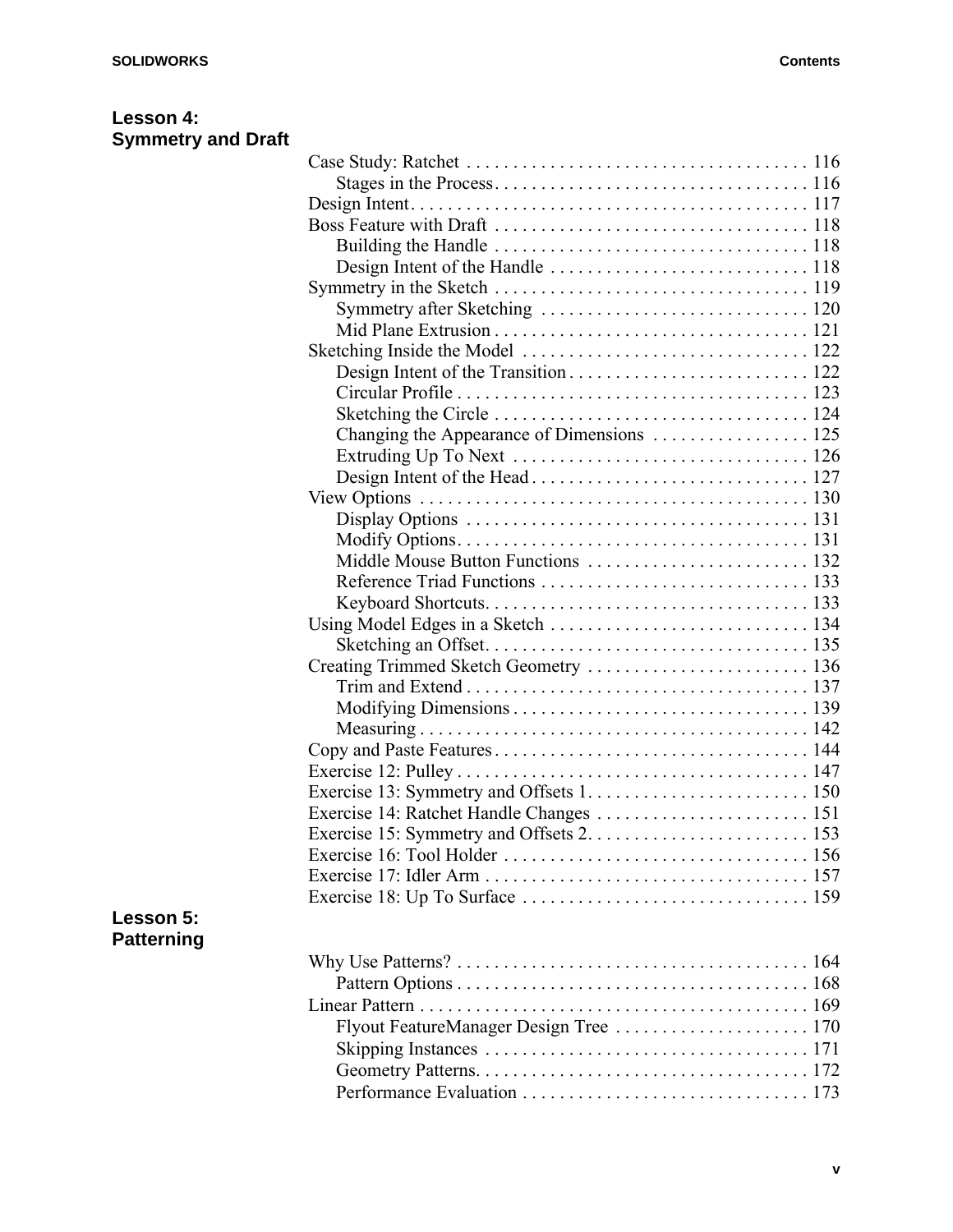## Lesson 4: Symmetry and Draft

Case Study: Ratchet . . . . . . . . . . . . . . . . . . . . . . . . . . . . . . . . . . . . 116
- Stages in the Process. . . . . . . . . . . . . . . . . . . . . . . . . . . . . . . . . . 116

Design Intent. . . . . . . . . . . . . . . . . . . . . . . . . . . . . . . . . . . . . . . . . . 117

Boss Feature with Draft . . . . . . . . . . . . . . . . . . . . . . . . . . . . . . . . . 118
- Building the Handle . . . . . . . . . . . . . . . . . . . . . . . . . . . . . . . . . 118
- Design Intent of the Handle . . . . . . . . . . . . . . . . . . . . . . . . . . . 118

Symmetry in the Sketch . . . . . . . . . . . . . . . . . . . . . . . . . . . . . . . . . 119
- Symmetry after Sketching . . . . . . . . . . . . . . . . . . . . . . . . . . . . 120
- Mid Plane Extrusion . . . . . . . . . . . . . . . . . . . . . . . . . . . . . . . . . 121

Sketching Inside the Model . . . . . . . . . . . . . . . . . . . . . . . . . . . . . . 122
- Design Intent of the Transition . . . . . . . . . . . . . . . . . . . . . . . . . 122
- Circular Profile . . . . . . . . . . . . . . . . . . . . . . . . . . . . . . . . . . . . . 123
- Sketching the Circle . . . . . . . . . . . . . . . . . . . . . . . . . . . . . . . . . 124
- Changing the Appearance of Dimensions . . . . . . . . . . . . . . . . . 125
- Extruding Up To Next . . . . . . . . . . . . . . . . . . . . . . . . . . . . . . . . 126
- Design Intent of the Head . . . . . . . . . . . . . . . . . . . . . . . . . . . . . 127

View Options . . . . . . . . . . . . . . . . . . . . . . . . . . . . . . . . . . . . . . . . . 130
- Display Options . . . . . . . . . . . . . . . . . . . . . . . . . . . . . . . . . . . . 131
- Modify Options. . . . . . . . . . . . . . . . . . . . . . . . . . . . . . . . . . . . . 131
- Middle Mouse Button Functions . . . . . . . . . . . . . . . . . . . . . . . . 132
- Reference Triad Functions . . . . . . . . . . . . . . . . . . . . . . . . . . . . 133
- Keyboard Shortcuts. . . . . . . . . . . . . . . . . . . . . . . . . . . . . . . . . . 133

Using Model Edges in a Sketch . . . . . . . . . . . . . . . . . . . . . . . . . . . 134
- Sketching an Offset. . . . . . . . . . . . . . . . . . . . . . . . . . . . . . . . . . 135

Creating Trimmed Sketch Geometry . . . . . . . . . . . . . . . . . . . . . . . 136
- Trim and Extend . . . . . . . . . . . . . . . . . . . . . . . . . . . . . . . . . . . . 137
- Modifying Dimensions . . . . . . . . . . . . . . . . . . . . . . . . . . . . . . . 139
- Measuring . . . . . . . . . . . . . . . . . . . . . . . . . . . . . . . . . . . . . . . . . 142

Copy and Paste Features . . . . . . . . . . . . . . . . . . . . . . . . . . . . . . . . . 144

Exercise 12: Pulley . . . . . . . . . . . . . . . . . . . . . . . . . . . . . . . . . . . . . 147

Exercise 13: Symmetry and Offsets 1. . . . . . . . . . . . . . . . . . . . . . . 150

Exercise 14: Ratchet Handle Changes . . . . . . . . . . . . . . . . . . . . . . 151

Exercise 15: Symmetry and Offsets 2. . . . . . . . . . . . . . . . . . . . . . . 153

Exercise 16: Tool Holder . . . . . . . . . . . . . . . . . . . . . . . . . . . . . . . . 156

Exercise 17: Idler Arm . . . . . . . . . . . . . . . . . . . . . . . . . . . . . . . . . . 157

Exercise 18: Up To Surface . . . . . . . . . . . . . . . . . . . . . . . . . . . . . . 159

## Lesson 5: Patterning

Why Use Patterns? . . . . . . . . . . . . . . . . . . . . . . . . . . . . . . . . . . . . . 164
- Pattern Options . . . . . . . . . . . . . . . . . . . . . . . . . . . . . . . . . . . . . 168

Linear Pattern . . . . . . . . . . . . . . . . . . . . . . . . . . . . . . . . . . . . . . . . . 169
- Flyout FeatureManager Design Tree . . . . . . . . . . . . . . . . . . . . . 170
- Skipping Instances . . . . . . . . . . . . . . . . . . . . . . . . . . . . . . . . . . 171
- Geometry Patterns. . . . . . . . . . . . . . . . . . . . . . . . . . . . . . . . . . . . 172
- Performance Evaluation . . . . . . . . . . . . . . . . . . . . . . . . . . . . . . . 173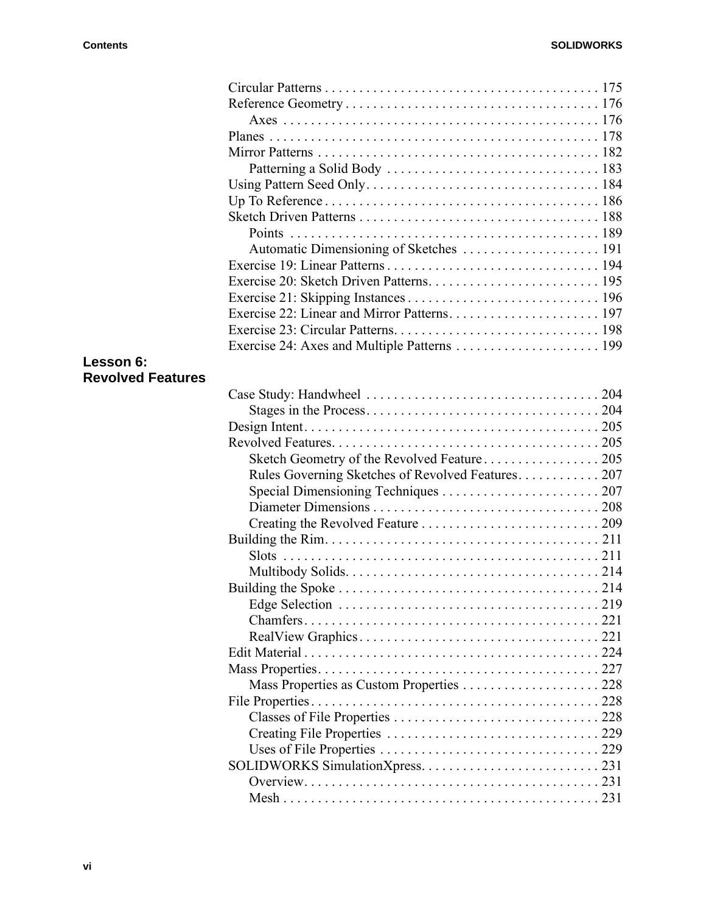Circular Patterns . . . . . . . . . . . . . . . . . . . . . . . . . . . . . . . . . . . . . . . . 175
Reference Geometry . . . . . . . . . . . . . . . . . . . . . . . . . . . . . . . . . . . . 176
    Axes . . . . . . . . . . . . . . . . . . . . . . . . . . . . . . . . . . . . . . . . . . . . . 176
Planes . . . . . . . . . . . . . . . . . . . . . . . . . . . . . . . . . . . . . . . . . . . . . . 178
Mirror Patterns . . . . . . . . . . . . . . . . . . . . . . . . . . . . . . . . . . . . . . . . 182
    Patterning a Solid Body . . . . . . . . . . . . . . . . . . . . . . . . . . . . . . . 183
Using Pattern Seed Only. . . . . . . . . . . . . . . . . . . . . . . . . . . . . . . . . . 184
Up To Reference . . . . . . . . . . . . . . . . . . . . . . . . . . . . . . . . . . . . . . . . 186
Sketch Driven Patterns . . . . . . . . . . . . . . . . . . . . . . . . . . . . . . . . . . . 188
    Points . . . . . . . . . . . . . . . . . . . . . . . . . . . . . . . . . . . . . . . . . . . . 189
    Automatic Dimensioning of Sketches . . . . . . . . . . . . . . . . . . . . 191
Exercise 19: Linear Patterns . . . . . . . . . . . . . . . . . . . . . . . . . . . . . . . 194
Exercise 20: Sketch Driven Patterns. . . . . . . . . . . . . . . . . . . . . . . . . 195
Exercise 21: Skipping Instances . . . . . . . . . . . . . . . . . . . . . . . . . . . . 196
Exercise 22: Linear and Mirror Patterns. . . . . . . . . . . . . . . . . . . . . . 197
Exercise 23: Circular Patterns. . . . . . . . . . . . . . . . . . . . . . . . . . . . . . 198
Exercise 24: Axes and Multiple Patterns . . . . . . . . . . . . . . . . . . . . . 199

## Lesson 6: Revolved Features

Case Study: Handwheel . . . . . . . . . . . . . . . . . . . . . . . . . . . . . . . . . . 204
    Stages in the Process. . . . . . . . . . . . . . . . . . . . . . . . . . . . . . . . . . 204
Design Intent. . . . . . . . . . . . . . . . . . . . . . . . . . . . . . . . . . . . . . . . . . . 205
Revolved Features. . . . . . . . . . . . . . . . . . . . . . . . . . . . . . . . . . . . . . . 205
    Sketch Geometry of the Revolved Feature . . . . . . . . . . . . . . . . . 205
    Rules Governing Sketches of Revolved Features. . . . . . . . . . . . 207
    Special Dimensioning Techniques . . . . . . . . . . . . . . . . . . . . . . . 207
    Diameter Dimensions . . . . . . . . . . . . . . . . . . . . . . . . . . . . . . . . . 208
    Creating the Revolved Feature . . . . . . . . . . . . . . . . . . . . . . . . . . 209
Building the Rim. . . . . . . . . . . . . . . . . . . . . . . . . . . . . . . . . . . . . . . . 211
    Slots . . . . . . . . . . . . . . . . . . . . . . . . . . . . . . . . . . . . . . . . . . . . . . 211
    Multibody Solids. . . . . . . . . . . . . . . . . . . . . . . . . . . . . . . . . . . . . 214
Building the Spoke . . . . . . . . . . . . . . . . . . . . . . . . . . . . . . . . . . . . . . 214
    Edge Selection . . . . . . . . . . . . . . . . . . . . . . . . . . . . . . . . . . . . . . 219
    Chamfers. . . . . . . . . . . . . . . . . . . . . . . . . . . . . . . . . . . . . . . . . . . 221
    RealView Graphics . . . . . . . . . . . . . . . . . . . . . . . . . . . . . . . . . . . 221
Edit Material . . . . . . . . . . . . . . . . . . . . . . . . . . . . . . . . . . . . . . . . . . . 224
Mass Properties. . . . . . . . . . . . . . . . . . . . . . . . . . . . . . . . . . . . . . . . . 227
    Mass Properties as Custom Properties . . . . . . . . . . . . . . . . . . . . 228
File Properties . . . . . . . . . . . . . . . . . . . . . . . . . . . . . . . . . . . . . . . . . . 228
    Classes of File Properties . . . . . . . . . . . . . . . . . . . . . . . . . . . . . . 228
    Creating File Properties . . . . . . . . . . . . . . . . . . . . . . . . . . . . . . . 229
    Uses of File Properties . . . . . . . . . . . . . . . . . . . . . . . . . . . . . . . . 229
SOLIDWORKS SimulationXpress. . . . . . . . . . . . . . . . . . . . . . . . . . . 231
    Overview. . . . . . . . . . . . . . . . . . . . . . . . . . . . . . . . . . . . . . . . . . . 231
    Mesh . . . . . . . . . . . . . . . . . . . . . . . . . . . . . . . . . . . . . . . . . . . . . . 231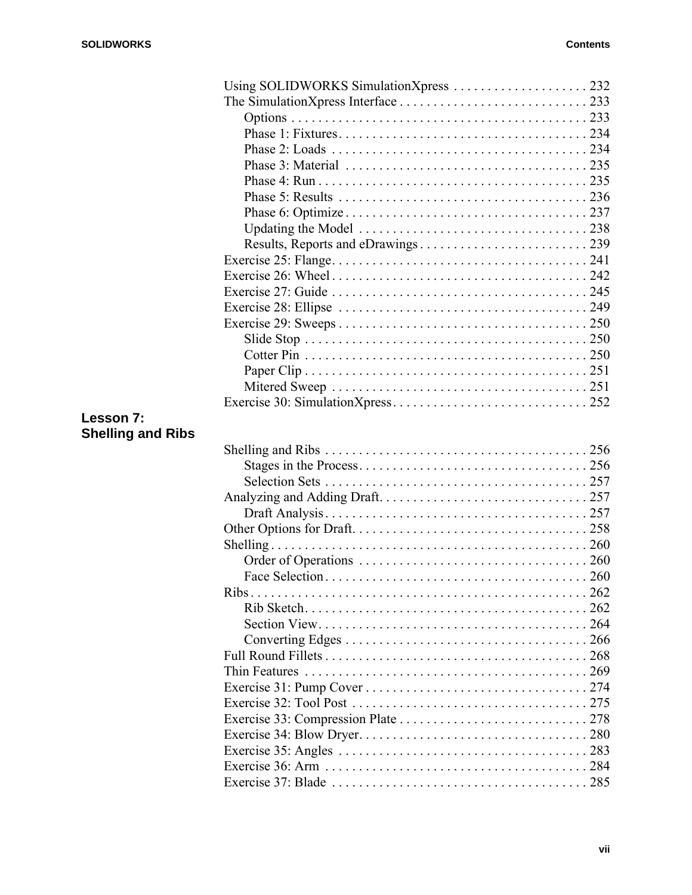Using SOLIDWORKS SimulationXpress . . . . . . . . . . . . . . . . . . . . 232
The SimulationXpress Interface . . . . . . . . . . . . . . . . . . . . . . . . . . . . 233
  Options . . . . . . . . . . . . . . . . . . . . . . . . . . . . . . . . . . . . . . . . . . . . 233
  Phase 1: Fixtures. . . . . . . . . . . . . . . . . . . . . . . . . . . . . . . . . . . . . 234
  Phase 2: Loads . . . . . . . . . . . . . . . . . . . . . . . . . . . . . . . . . . . . . . 234
  Phase 3: Material . . . . . . . . . . . . . . . . . . . . . . . . . . . . . . . . . . . . 235
  Phase 4: Run . . . . . . . . . . . . . . . . . . . . . . . . . . . . . . . . . . . . . . . . 235
  Phase 5: Results . . . . . . . . . . . . . . . . . . . . . . . . . . . . . . . . . . . . . 236
  Phase 6: Optimize . . . . . . . . . . . . . . . . . . . . . . . . . . . . . . . . . . . . 237
  Updating the Model . . . . . . . . . . . . . . . . . . . . . . . . . . . . . . . . . . 238
  Results, Reports and eDrawings . . . . . . . . . . . . . . . . . . . . . . . . . 239
Exercise 25: Flange. . . . . . . . . . . . . . . . . . . . . . . . . . . . . . . . . . . . . . 241
Exercise 26: Wheel . . . . . . . . . . . . . . . . . . . . . . . . . . . . . . . . . . . . . . 242
Exercise 27: Guide . . . . . . . . . . . . . . . . . . . . . . . . . . . . . . . . . . . . . . 245
Exercise 28: Ellipse . . . . . . . . . . . . . . . . . . . . . . . . . . . . . . . . . . . . . 249
Exercise 29: Sweeps . . . . . . . . . . . . . . . . . . . . . . . . . . . . . . . . . . . . . 250
  Slide Stop . . . . . . . . . . . . . . . . . . . . . . . . . . . . . . . . . . . . . . . . . . 250
  Cotter Pin . . . . . . . . . . . . . . . . . . . . . . . . . . . . . . . . . . . . . . . . . . 250
  Paper Clip . . . . . . . . . . . . . . . . . . . . . . . . . . . . . . . . . . . . . . . . . . 251
  Mitered Sweep . . . . . . . . . . . . . . . . . . . . . . . . . . . . . . . . . . . . . . 251
Exercise 30: SimulationXpress. . . . . . . . . . . . . . . . . . . . . . . . . . . . . 252

## Lesson 7: Shelling and Ribs

Shelling and Ribs . . . . . . . . . . . . . . . . . . . . . . . . . . . . . . . . . . . . . . . 256
  Stages in the Process. . . . . . . . . . . . . . . . . . . . . . . . . . . . . . . . . . 256
  Selection Sets . . . . . . . . . . . . . . . . . . . . . . . . . . . . . . . . . . . . . . . 257
Analyzing and Adding Draft. . . . . . . . . . . . . . . . . . . . . . . . . . . . . . . 257
  Draft Analysis . . . . . . . . . . . . . . . . . . . . . . . . . . . . . . . . . . . . . . . 257
Other Options for Draft. . . . . . . . . . . . . . . . . . . . . . . . . . . . . . . . . . . 258
Shelling . . . . . . . . . . . . . . . . . . . . . . . . . . . . . . . . . . . . . . . . . . . . . . 260
  Order of Operations . . . . . . . . . . . . . . . . . . . . . . . . . . . . . . . . . . 260
  Face Selection . . . . . . . . . . . . . . . . . . . . . . . . . . . . . . . . . . . . . . . 260
Ribs . . . . . . . . . . . . . . . . . . . . . . . . . . . . . . . . . . . . . . . . . . . . . . . . . 262
  Rib Sketch. . . . . . . . . . . . . . . . . . . . . . . . . . . . . . . . . . . . . . . . . . 262
  Section View. . . . . . . . . . . . . . . . . . . . . . . . . . . . . . . . . . . . . . . . 264
  Converting Edges . . . . . . . . . . . . . . . . . . . . . . . . . . . . . . . . . . . . 266
Full Round Fillets . . . . . . . . . . . . . . . . . . . . . . . . . . . . . . . . . . . . . . . 268
Thin Features . . . . . . . . . . . . . . . . . . . . . . . . . . . . . . . . . . . . . . . . . . 269
Exercise 31: Pump Cover . . . . . . . . . . . . . . . . . . . . . . . . . . . . . . . . . 274
Exercise 32: Tool Post . . . . . . . . . . . . . . . . . . . . . . . . . . . . . . . . . . . 275
Exercise 33: Compression Plate . . . . . . . . . . . . . . . . . . . . . . . . . . . . 278
Exercise 34: Blow Dryer. . . . . . . . . . . . . . . . . . . . . . . . . . . . . . . . . . 280
Exercise 35: Angles . . . . . . . . . . . . . . . . . . . . . . . . . . . . . . . . . . . . . 283
Exercise 36: Arm . . . . . . . . . . . . . . . . . . . . . . . . . . . . . . . . . . . . . . . 284
Exercise 37: Blade . . . . . . . . . . . . . . . . . . . . . . . . . . . . . . . . . . . . . . 285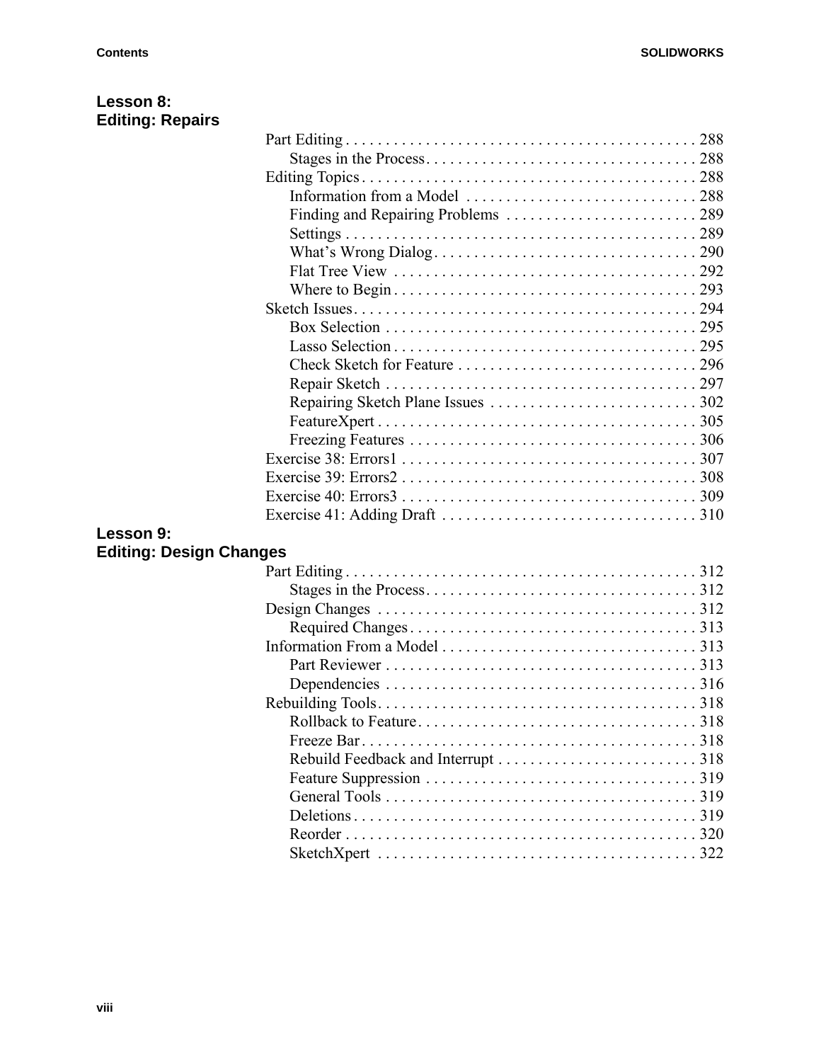## Lesson 8: Editing: Repairs

- Part Editing . . . . . . . . . . 288
  - Stages in the Process . . . . . . . . . . 288
- Editing Topics . . . . . . . . . . 288
  - Information from a Model . . . . . . . . . . 288
  - Finding and Repairing Problems . . . . . . . . . . 289
  - Settings . . . . . . . . . . 289
  - What's Wrong Dialog . . . . . . . . . . 290
  - Flat Tree View . . . . . . . . . . 292
  - Where to Begin . . . . . . . . . . 293
- Sketch Issues . . . . . . . . . . 294
  - Box Selection . . . . . . . . . . 295
  - Lasso Selection . . . . . . . . . . 295
  - Check Sketch for Feature . . . . . . . . . . 296
  - Repair Sketch . . . . . . . . . . 297
  - Repairing Sketch Plane Issues . . . . . . . . . . 302
  - FeatureXpert . . . . . . . . . . 305
  - Freezing Features . . . . . . . . . . 306
- Exercise 38: Errors1 . . . . . . . . . . 307
- Exercise 39: Errors2 . . . . . . . . . . 308
- Exercise 40: Errors3 . . . . . . . . . . 309
- Exercise 41: Adding Draft . . . . . . . . . . 310

## Lesson 9: Editing: Design Changes

- Part Editing . . . . . . . . . . 312
  - Stages in the Process . . . . . . . . . . 312
- Design Changes . . . . . . . . . . 312
  - Required Changes . . . . . . . . . . 313
- Information From a Model . . . . . . . . . . 313
  - Part Reviewer . . . . . . . . . . 313
  - Dependencies . . . . . . . . . . 316
- Rebuilding Tools . . . . . . . . . . 318
  - Rollback to Feature . . . . . . . . . . 318
  - Freeze Bar . . . . . . . . . . 318
  - Rebuild Feedback and Interrupt . . . . . . . . . . 318
  - Feature Suppression . . . . . . . . . . 319
  - General Tools . . . . . . . . . . 319
  - Deletions . . . . . . . . . . 319
  - Reorder . . . . . . . . . . 320
  - SketchXpert . . . . . . . . . . 322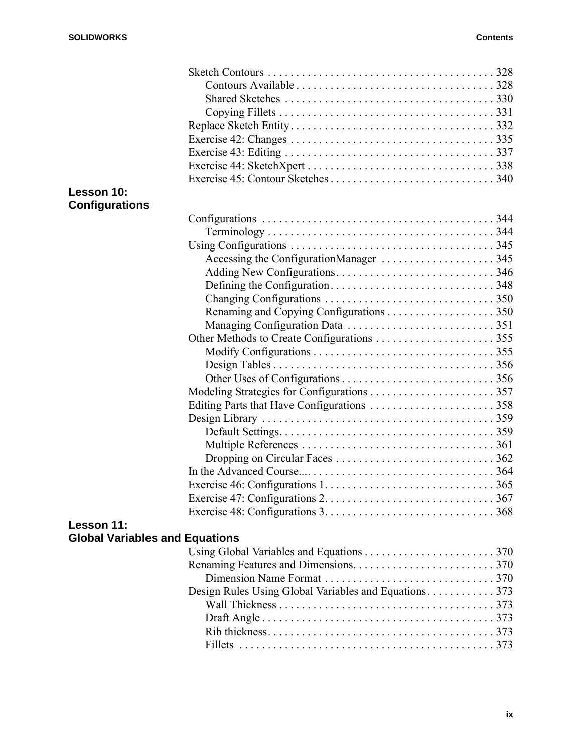Sketch Contours . . . . . . . . . . . . . . . . . . . . . . . . . . . . . . . . . . . . . . . 328
    Contours Available . . . . . . . . . . . . . . . . . . . . . . . . . . . . . . . . . . 328
    Shared Sketches . . . . . . . . . . . . . . . . . . . . . . . . . . . . . . . . . . . . 330
    Copying Fillets . . . . . . . . . . . . . . . . . . . . . . . . . . . . . . . . . . . . . 331
Replace Sketch Entity . . . . . . . . . . . . . . . . . . . . . . . . . . . . . . . . . . . . 332
Exercise 42: Changes . . . . . . . . . . . . . . . . . . . . . . . . . . . . . . . . . . . . 335
Exercise 43: Editing . . . . . . . . . . . . . . . . . . . . . . . . . . . . . . . . . . . . . 337
Exercise 44: SketchXpert . . . . . . . . . . . . . . . . . . . . . . . . . . . . . . . . . 338
Exercise 45: Contour Sketches . . . . . . . . . . . . . . . . . . . . . . . . . . . . . 340

## Lesson 10: Configurations

Configurations . . . . . . . . . . . . . . . . . . . . . . . . . . . . . . . . . . . . . . . . 344
    Terminology . . . . . . . . . . . . . . . . . . . . . . . . . . . . . . . . . . . . . . . 344
Using Configurations . . . . . . . . . . . . . . . . . . . . . . . . . . . . . . . . . . . 345
    Accessing the ConfigurationManager . . . . . . . . . . . . . . . . . . . . 345
    Adding New Configurations . . . . . . . . . . . . . . . . . . . . . . . . . . . . 346
    Defining the Configuration . . . . . . . . . . . . . . . . . . . . . . . . . . . . . 348
    Changing Configurations . . . . . . . . . . . . . . . . . . . . . . . . . . . . . . 350
    Renaming and Copying Configurations . . . . . . . . . . . . . . . . . . . 350
    Managing Configuration Data . . . . . . . . . . . . . . . . . . . . . . . . . . 351
Other Methods to Create Configurations . . . . . . . . . . . . . . . . . . . . . 355
    Modify Configurations . . . . . . . . . . . . . . . . . . . . . . . . . . . . . . . . 355
    Design Tables . . . . . . . . . . . . . . . . . . . . . . . . . . . . . . . . . . . . . . 356
    Other Uses of Configurations . . . . . . . . . . . . . . . . . . . . . . . . . . . 356
Modeling Strategies for Configurations . . . . . . . . . . . . . . . . . . . . . . 357
Editing Parts that Have Configurations . . . . . . . . . . . . . . . . . . . . . . 358
Design Library . . . . . . . . . . . . . . . . . . . . . . . . . . . . . . . . . . . . . . . . 359
    Default Settings . . . . . . . . . . . . . . . . . . . . . . . . . . . . . . . . . . . . . 359
    Multiple References . . . . . . . . . . . . . . . . . . . . . . . . . . . . . . . . . . 361
    Dropping on Circular Faces . . . . . . . . . . . . . . . . . . . . . . . . . . . . 362
In the Advanced Course.... . . . . . . . . . . . . . . . . . . . . . . . . . . . . . . . . 364
Exercise 46: Configurations 1 . . . . . . . . . . . . . . . . . . . . . . . . . . . . . . 365
Exercise 47: Configurations 2 . . . . . . . . . . . . . . . . . . . . . . . . . . . . . . 367
Exercise 48: Configurations 3 . . . . . . . . . . . . . . . . . . . . . . . . . . . . . . 368

## Lesson 11: Global Variables and Equations

Using Global Variables and Equations . . . . . . . . . . . . . . . . . . . . . . . 370
Renaming Features and Dimensions . . . . . . . . . . . . . . . . . . . . . . . . . 370
    Dimension Name Format . . . . . . . . . . . . . . . . . . . . . . . . . . . . . . 370
Design Rules Using Global Variables and Equations . . . . . . . . . . . . 373
    Wall Thickness . . . . . . . . . . . . . . . . . . . . . . . . . . . . . . . . . . . . . . 373
    Draft Angle . . . . . . . . . . . . . . . . . . . . . . . . . . . . . . . . . . . . . . . . . 373
    Rib thickness . . . . . . . . . . . . . . . . . . . . . . . . . . . . . . . . . . . . . . . . 373
    Fillets . . . . . . . . . . . . . . . . . . . . . . . . . . . . . . . . . . . . . . . . . . . . . 373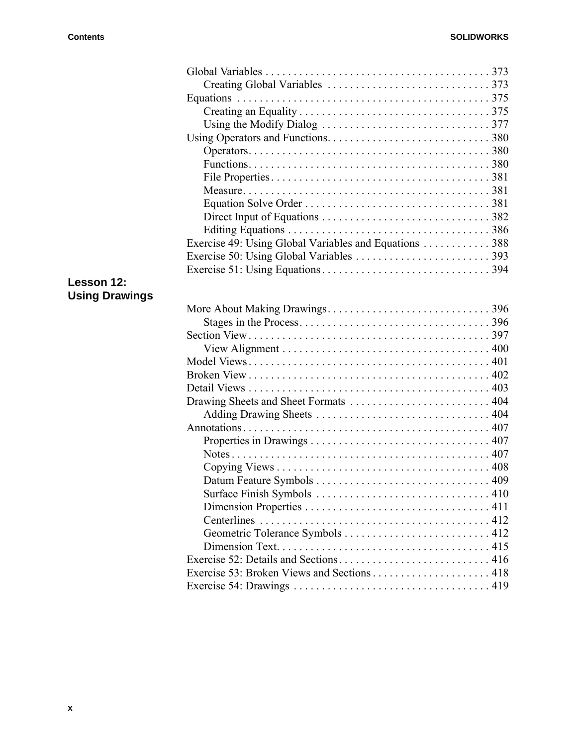Global Variables . . . . . . . . . . . . . . . . . . . . . . . . . . . . . . . . . . . . . . . 373
    Creating Global Variables . . . . . . . . . . . . . . . . . . . . . . . . . . . . 373
Equations . . . . . . . . . . . . . . . . . . . . . . . . . . . . . . . . . . . . . . . . . . . . 375
    Creating an Equality . . . . . . . . . . . . . . . . . . . . . . . . . . . . . . . . . 375
    Using the Modify Dialog . . . . . . . . . . . . . . . . . . . . . . . . . . . . . 377
Using Operators and Functions. . . . . . . . . . . . . . . . . . . . . . . . . . . . 380
    Operators. . . . . . . . . . . . . . . . . . . . . . . . . . . . . . . . . . . . . . . . . . 380
    Functions. . . . . . . . . . . . . . . . . . . . . . . . . . . . . . . . . . . . . . . . . . 380
    File Properties . . . . . . . . . . . . . . . . . . . . . . . . . . . . . . . . . . . . . 381
    Measure. . . . . . . . . . . . . . . . . . . . . . . . . . . . . . . . . . . . . . . . . . . 381
    Equation Solve Order . . . . . . . . . . . . . . . . . . . . . . . . . . . . . . . . 381
    Direct Input of Equations . . . . . . . . . . . . . . . . . . . . . . . . . . . . . 382
    Editing Equations . . . . . . . . . . . . . . . . . . . . . . . . . . . . . . . . . . . 386
Exercise 49: Using Global Variables and Equations . . . . . . . . . . . . 388
Exercise 50: Using Global Variables . . . . . . . . . . . . . . . . . . . . . . . . 393
Exercise 51: Using Equations. . . . . . . . . . . . . . . . . . . . . . . . . . . . . . 394

## Lesson 12: Using Drawings

More About Making Drawings. . . . . . . . . . . . . . . . . . . . . . . . . . . . . 396
    Stages in the Process. . . . . . . . . . . . . . . . . . . . . . . . . . . . . . . . . 396
Section View. . . . . . . . . . . . . . . . . . . . . . . . . . . . . . . . . . . . . . . . . . 397
    View Alignment . . . . . . . . . . . . . . . . . . . . . . . . . . . . . . . . . . . . 400
Model Views. . . . . . . . . . . . . . . . . . . . . . . . . . . . . . . . . . . . . . . . . . 401
Broken View . . . . . . . . . . . . . . . . . . . . . . . . . . . . . . . . . . . . . . . . . . 402
Detail Views . . . . . . . . . . . . . . . . . . . . . . . . . . . . . . . . . . . . . . . . . . 403
Drawing Sheets and Sheet Formats . . . . . . . . . . . . . . . . . . . . . . . . . 404
    Adding Drawing Sheets . . . . . . . . . . . . . . . . . . . . . . . . . . . . . . . 404
Annotations. . . . . . . . . . . . . . . . . . . . . . . . . . . . . . . . . . . . . . . . . . . 407
    Properties in Drawings . . . . . . . . . . . . . . . . . . . . . . . . . . . . . . . 407
    Notes . . . . . . . . . . . . . . . . . . . . . . . . . . . . . . . . . . . . . . . . . . . . . 407
    Copying Views . . . . . . . . . . . . . . . . . . . . . . . . . . . . . . . . . . . . . 408
    Datum Feature Symbols . . . . . . . . . . . . . . . . . . . . . . . . . . . . . . 409
    Surface Finish Symbols . . . . . . . . . . . . . . . . . . . . . . . . . . . . . . 410
    Dimension Properties . . . . . . . . . . . . . . . . . . . . . . . . . . . . . . . . 411
    Centerlines . . . . . . . . . . . . . . . . . . . . . . . . . . . . . . . . . . . . . . . . 412
    Geometric Tolerance Symbols . . . . . . . . . . . . . . . . . . . . . . . . . 412
    Dimension Text. . . . . . . . . . . . . . . . . . . . . . . . . . . . . . . . . . . . . 415
Exercise 52: Details and Sections. . . . . . . . . . . . . . . . . . . . . . . . . . . 416
Exercise 53: Broken Views and Sections . . . . . . . . . . . . . . . . . . . . . 418
Exercise 54: Drawings . . . . . . . . . . . . . . . . . . . . . . . . . . . . . . . . . . 419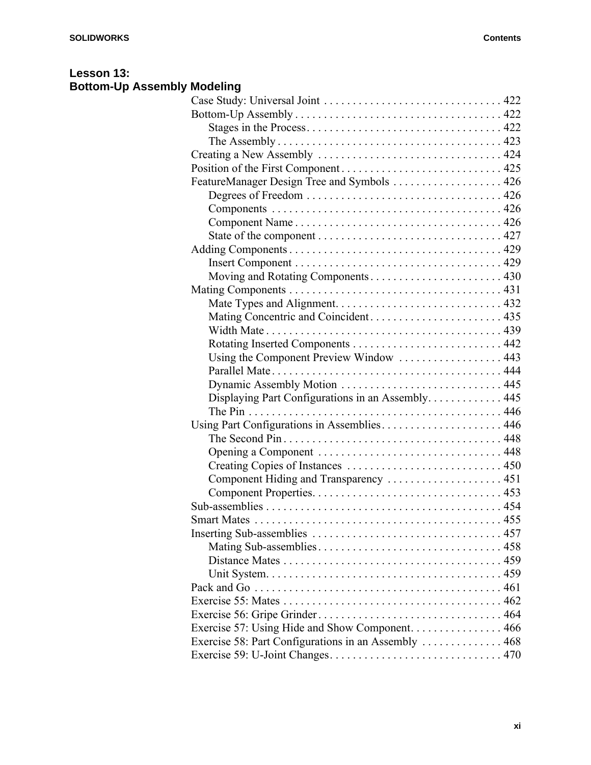## Lesson 13: Bottom-Up Assembly Modeling

- Case Study: Universal Joint . . . . . . . . . . . . . . . . . . . . . . . . . . . . . . . 422
- Bottom-Up Assembly . . . . . . . . . . . . . . . . . . . . . . . . . . . . . . . . . . . 422
  - Stages in the Process . . . . . . . . . . . . . . . . . . . . . . . . . . . . . . . . . 422
  - The Assembly . . . . . . . . . . . . . . . . . . . . . . . . . . . . . . . . . . . . . . 423
- Creating a New Assembly . . . . . . . . . . . . . . . . . . . . . . . . . . . . . . . . 424
- Position of the First Component . . . . . . . . . . . . . . . . . . . . . . . . . . . . 425
- FeatureManager Design Tree and Symbols . . . . . . . . . . . . . . . . . . . 426
  - Degrees of Freedom . . . . . . . . . . . . . . . . . . . . . . . . . . . . . . . . . . 426
  - Components . . . . . . . . . . . . . . . . . . . . . . . . . . . . . . . . . . . . . . . 426
  - Component Name . . . . . . . . . . . . . . . . . . . . . . . . . . . . . . . . . . . 426
  - State of the component . . . . . . . . . . . . . . . . . . . . . . . . . . . . . . . 427
- Adding Components . . . . . . . . . . . . . . . . . . . . . . . . . . . . . . . . . . . . 429
  - Insert Component . . . . . . . . . . . . . . . . . . . . . . . . . . . . . . . . . . . 429
  - Moving and Rotating Components . . . . . . . . . . . . . . . . . . . . . . . 430
- Mating Components . . . . . . . . . . . . . . . . . . . . . . . . . . . . . . . . . . . . 431
  - Mate Types and Alignment. . . . . . . . . . . . . . . . . . . . . . . . . . . . . 432
  - Mating Concentric and Coincident . . . . . . . . . . . . . . . . . . . . . . . 435
  - Width Mate . . . . . . . . . . . . . . . . . . . . . . . . . . . . . . . . . . . . . . . . 439
  - Rotating Inserted Components . . . . . . . . . . . . . . . . . . . . . . . . . . 442
  - Using the Component Preview Window . . . . . . . . . . . . . . . . . . 443
  - Parallel Mate . . . . . . . . . . . . . . . . . . . . . . . . . . . . . . . . . . . . . . . 444
  - Dynamic Assembly Motion . . . . . . . . . . . . . . . . . . . . . . . . . . . . 445
  - Displaying Part Configurations in an Assembly. . . . . . . . . . . . . 445
  - The Pin . . . . . . . . . . . . . . . . . . . . . . . . . . . . . . . . . . . . . . . . . . . 446
- Using Part Configurations in Assemblies . . . . . . . . . . . . . . . . . . . . . 446
  - The Second Pin . . . . . . . . . . . . . . . . . . . . . . . . . . . . . . . . . . . . . 448
  - Opening a Component . . . . . . . . . . . . . . . . . . . . . . . . . . . . . . . . 448
  - Creating Copies of Instances . . . . . . . . . . . . . . . . . . . . . . . . . . . 450
  - Component Hiding and Transparency . . . . . . . . . . . . . . . . . . . . 451
  - Component Properties. . . . . . . . . . . . . . . . . . . . . . . . . . . . . . . . . 453
- Sub-assemblies . . . . . . . . . . . . . . . . . . . . . . . . . . . . . . . . . . . . . . . . 454
- Smart Mates . . . . . . . . . . . . . . . . . . . . . . . . . . . . . . . . . . . . . . . . . . 455
- Inserting Sub-assemblies . . . . . . . . . . . . . . . . . . . . . . . . . . . . . . . . . 457
  - Mating Sub-assemblies . . . . . . . . . . . . . . . . . . . . . . . . . . . . . . . . 458
  - Distance Mates . . . . . . . . . . . . . . . . . . . . . . . . . . . . . . . . . . . . . . 459
  - Unit System. . . . . . . . . . . . . . . . . . . . . . . . . . . . . . . . . . . . . . . . . 459
- Pack and Go . . . . . . . . . . . . . . . . . . . . . . . . . . . . . . . . . . . . . . . . . . 461
- Exercise 55: Mates . . . . . . . . . . . . . . . . . . . . . . . . . . . . . . . . . . . . . . 462
- Exercise 56: Gripe Grinder . . . . . . . . . . . . . . . . . . . . . . . . . . . . . . . . 464
- Exercise 57: Using Hide and Show Component. . . . . . . . . . . . . . . . 466
- Exercise 58: Part Configurations in an Assembly . . . . . . . . . . . . . . 468
- Exercise 59: U-Joint Changes. . . . . . . . . . . . . . . . . . . . . . . . . . . . . . 470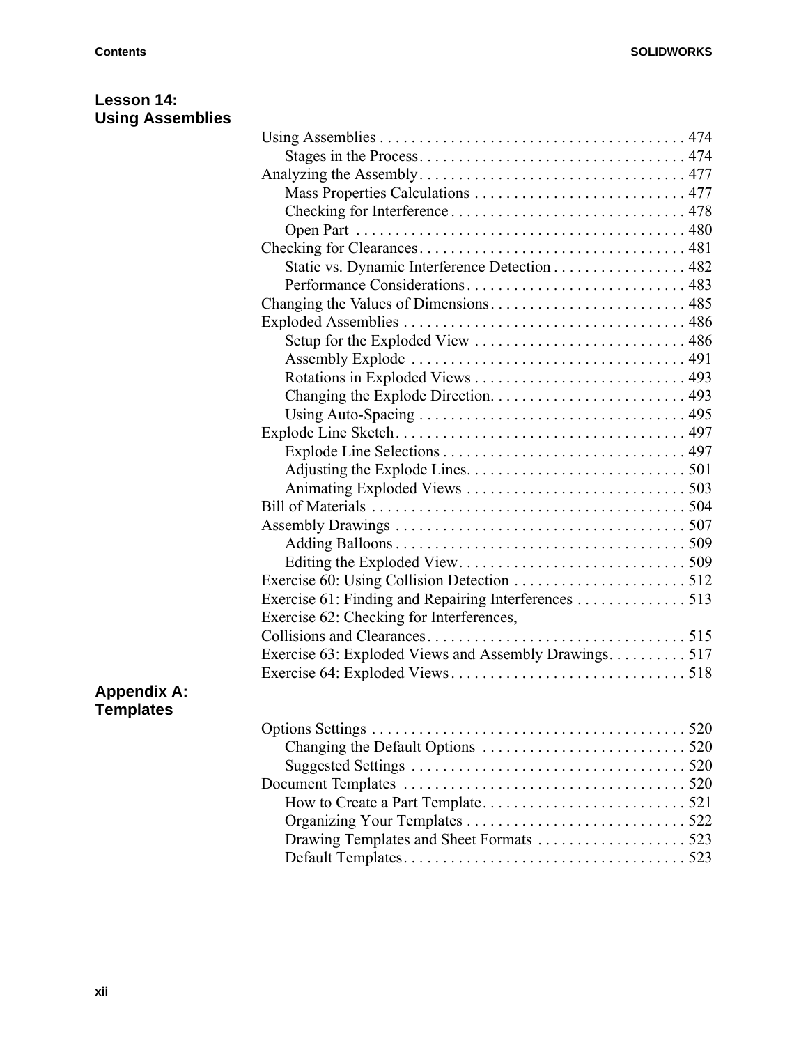## Lesson 14: Using Assemblies

Using Assemblies . . . . . . . . . . . . . . . . . . . . . . . . . . . . . . . . . . . . . . 474
  Stages in the Process. . . . . . . . . . . . . . . . . . . . . . . . . . . . . . . . . 474
Analyzing the Assembly. . . . . . . . . . . . . . . . . . . . . . . . . . . . . . . . . . 477
  Mass Properties Calculations . . . . . . . . . . . . . . . . . . . . . . . . . . . 477
  Checking for Interference . . . . . . . . . . . . . . . . . . . . . . . . . . . . . . 478
  Open Part . . . . . . . . . . . . . . . . . . . . . . . . . . . . . . . . . . . . . . . . . . 480
Checking for Clearances. . . . . . . . . . . . . . . . . . . . . . . . . . . . . . . . . . 481
  Static vs. Dynamic Interference Detection . . . . . . . . . . . . . . . . . 482
  Performance Considerations. . . . . . . . . . . . . . . . . . . . . . . . . . . . 483
Changing the Values of Dimensions. . . . . . . . . . . . . . . . . . . . . . . . . 485
Exploded Assemblies . . . . . . . . . . . . . . . . . . . . . . . . . . . . . . . . . . . 486
  Setup for the Exploded View . . . . . . . . . . . . . . . . . . . . . . . . . . . 486
  Assembly Explode . . . . . . . . . . . . . . . . . . . . . . . . . . . . . . . . . . . 491
  Rotations in Exploded Views . . . . . . . . . . . . . . . . . . . . . . . . . . . 493
  Changing the Explode Direction. . . . . . . . . . . . . . . . . . . . . . . . . 493
  Using Auto-Spacing . . . . . . . . . . . . . . . . . . . . . . . . . . . . . . . . . . 495
Explode Line Sketch. . . . . . . . . . . . . . . . . . . . . . . . . . . . . . . . . . . . 497
  Explode Line Selections . . . . . . . . . . . . . . . . . . . . . . . . . . . . . . . 497
  Adjusting the Explode Lines. . . . . . . . . . . . . . . . . . . . . . . . . . . . 501
  Animating Exploded Views . . . . . . . . . . . . . . . . . . . . . . . . . . . . 503
Bill of Materials . . . . . . . . . . . . . . . . . . . . . . . . . . . . . . . . . . . . . . . 504
Assembly Drawings . . . . . . . . . . . . . . . . . . . . . . . . . . . . . . . . . . . . . 507
  Adding Balloons . . . . . . . . . . . . . . . . . . . . . . . . . . . . . . . . . . . . . 509
  Editing the Exploded View. . . . . . . . . . . . . . . . . . . . . . . . . . . . . 509
Exercise 60: Using Collision Detection . . . . . . . . . . . . . . . . . . . . . . 512
Exercise 61: Finding and Repairing Interferences . . . . . . . . . . . . . . 513
Exercise 62: Checking for Interferences,
Collisions and Clearances. . . . . . . . . . . . . . . . . . . . . . . . . . . . . . . . . 515
Exercise 63: Exploded Views and Assembly Drawings. . . . . . . . . . 517
Exercise 64: Exploded Views. . . . . . . . . . . . . . . . . . . . . . . . . . . . . . 518

## Appendix A: Templates

Options Settings . . . . . . . . . . . . . . . . . . . . . . . . . . . . . . . . . . . . . . . 520
  Changing the Default Options . . . . . . . . . . . . . . . . . . . . . . . . . . 520
  Suggested Settings . . . . . . . . . . . . . . . . . . . . . . . . . . . . . . . . . . . 520
Document Templates . . . . . . . . . . . . . . . . . . . . . . . . . . . . . . . . . . . 520
  How to Create a Part Template. . . . . . . . . . . . . . . . . . . . . . . . . . 521
  Organizing Your Templates . . . . . . . . . . . . . . . . . . . . . . . . . . . . 522
  Drawing Templates and Sheet Formats . . . . . . . . . . . . . . . . . . . 523
  Default Templates. . . . . . . . . . . . . . . . . . . . . . . . . . . . . . . . . . . . 523